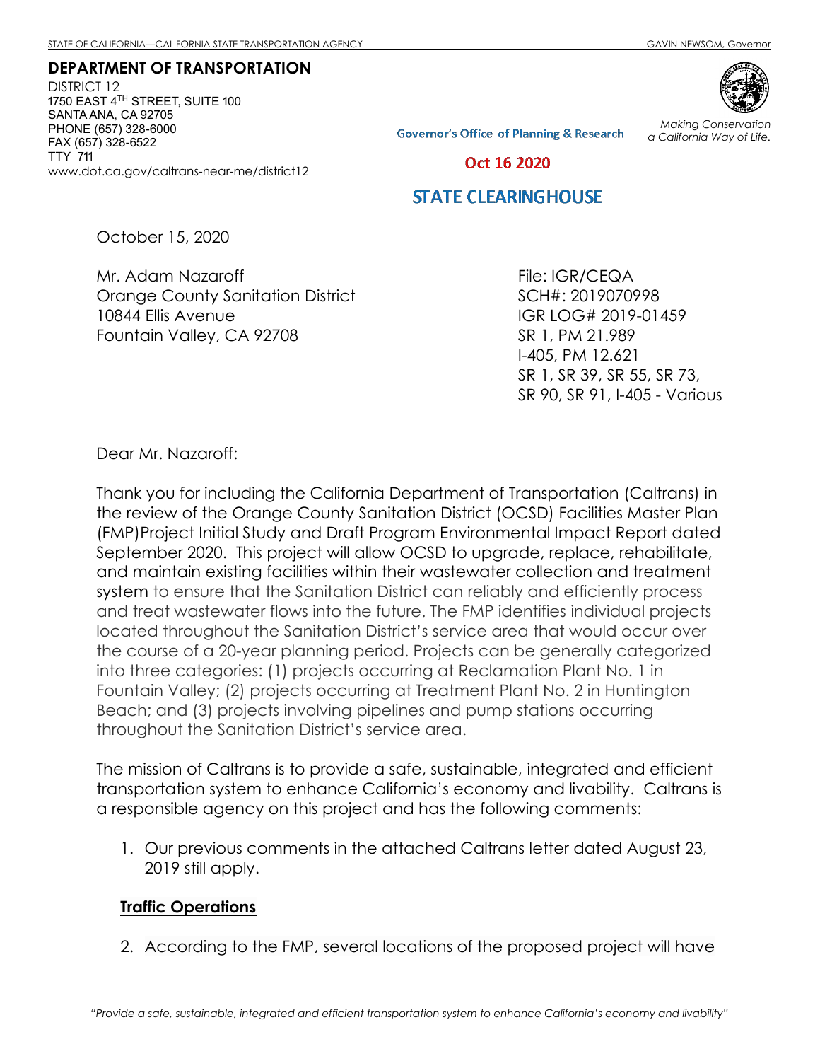STATE OF CALIFORNIA—CALIFORNIA STATE TRANSPORTATION AGENCY GAVIN NEWSOM, Governor

**DEPARTMENT OF TRANSPORTATION**
DISTRICT 12
1750 EAST 4TH STREET, SUITE 100
SANTA ANA, CA 92705
PHONE (657) 328-6000
FAX (657) 328-6522
TTY 711
www.dot.ca.gov/caltrans-near-me/district12

*Making Conservation a California Way of Life.*

Governor's Office of Planning & Research

Oct 16 2020

STATE CLEARINGHOUSE

October 15, 2020

Mr. Adam Nazaroff
Orange County Sanitation District
10844 Ellis Avenue
Fountain Valley, CA 92708

File: IGR/CEQA
SCH#: 2019070998
IGR LOG# 2019-01459
SR 1, PM 21.989
I-405, PM 12.621
SR 1, SR 39, SR 55, SR 73, SR 90, SR 91, I-405 - Various

Dear Mr. Nazaroff:

Thank you for including the California Department of Transportation (Caltrans) in the review of the Orange County Sanitation District (OCSD) Facilities Master Plan (FMP)Project Initial Study and Draft Program Environmental Impact Report dated September 2020. This project will allow OCSD to upgrade, replace, rehabilitate, and maintain existing facilities within their wastewater collection and treatment system to ensure that the Sanitation District can reliably and efficiently process and treat wastewater flows into the future. The FMP identifies individual projects located throughout the Sanitation District's service area that would occur over the course of a 20-year planning period. Projects can be generally categorized into three categories: (1) projects occurring at Reclamation Plant No. 1 in Fountain Valley; (2) projects occurring at Treatment Plant No. 2 in Huntington Beach; and (3) projects involving pipelines and pump stations occurring throughout the Sanitation District's service area.

The mission of Caltrans is to provide a safe, sustainable, integrated and efficient transportation system to enhance California's economy and livability. Caltrans is a responsible agency on this project and has the following comments:

1. Our previous comments in the attached Caltrans letter dated August 23, 2019 still apply.

**Traffic Operations**

2. According to the FMP, several locations of the proposed project will have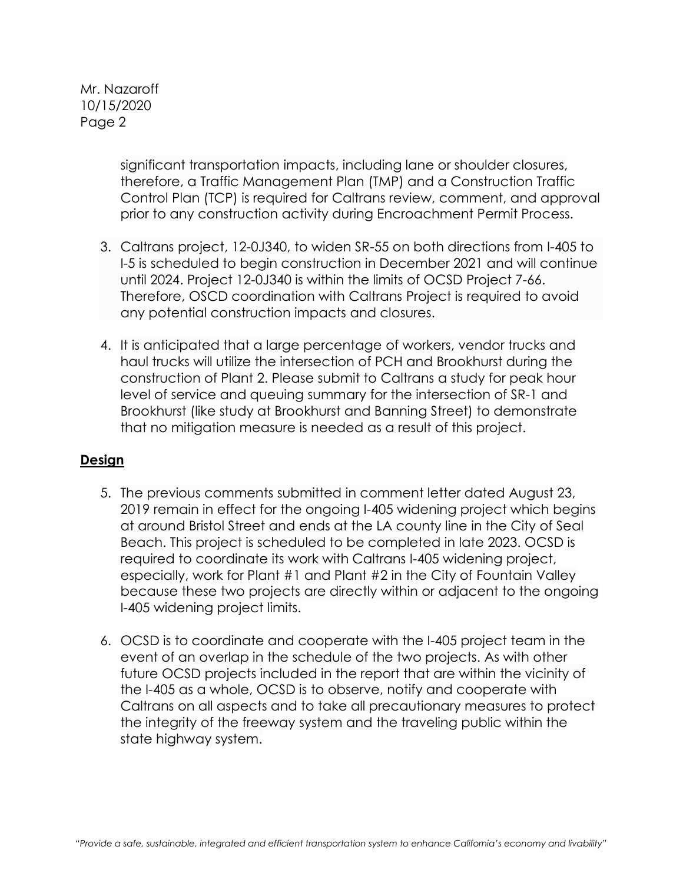significant transportation impacts, including lane or shoulder closures, therefore, a Traffic Management Plan (TMP) and a Construction Traffic Control Plan (TCP) is required for Caltrans review, comment, and approval prior to any construction activity during Encroachment Permit Process.

3. Caltrans project, 12-0J340, to widen SR-55 on both directions from I-405 to I-5 is scheduled to begin construction in December 2021 and will continue until 2024. Project 12-0J340 is within the limits of OCSD Project 7-66. Therefore, OSCD coordination with Caltrans Project is required to avoid any potential construction impacts and closures.

4. It is anticipated that a large percentage of workers, vendor trucks and haul trucks will utilize the intersection of PCH and Brookhurst during the construction of Plant 2. Please submit to Caltrans a study for peak hour level of service and queuing summary for the intersection of SR-1 and Brookhurst (like study at Brookhurst and Banning Street) to demonstrate that no mitigation measure is needed as a result of this project.

## Design

5. The previous comments submitted in comment letter dated August 23, 2019 remain in effect for the ongoing I-405 widening project which begins at around Bristol Street and ends at the LA county line in the City of Seal Beach. This project is scheduled to be completed in late 2023. OCSD is required to coordinate its work with Caltrans I-405 widening project, especially, work for Plant #1 and Plant #2 in the City of Fountain Valley because these two projects are directly within or adjacent to the ongoing I-405 widening project limits.

6. OCSD is to coordinate and cooperate with the I-405 project team in the event of an overlap in the schedule of the two projects. As with other future OCSD projects included in the report that are within the vicinity of the I-405 as a whole, OCSD is to observe, notify and cooperate with Caltrans on all aspects and to take all precautionary measures to protect the integrity of the freeway system and the traveling public within the state highway system.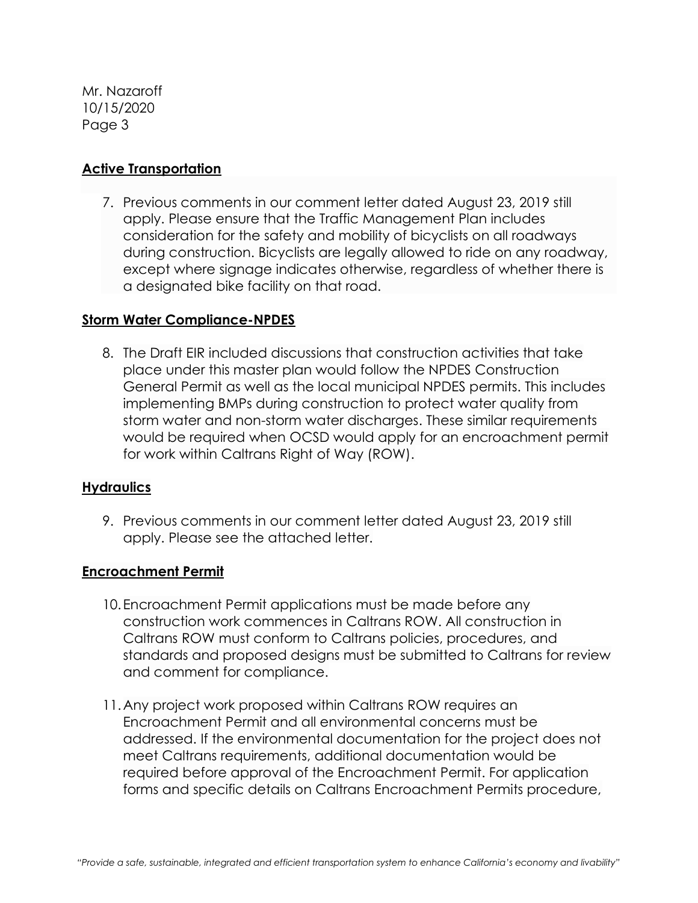**Active Transportation**

7. Previous comments in our comment letter dated August 23, 2019 still apply. Please ensure that the Traffic Management Plan includes consideration for the safety and mobility of bicyclists on all roadways during construction. Bicyclists are legally allowed to ride on any roadway, except where signage indicates otherwise, regardless of whether there is a designated bike facility on that road.

**Storm Water Compliance-NPDES**

8. The Draft EIR included discussions that construction activities that take place under this master plan would follow the NPDES Construction General Permit as well as the local municipal NPDES permits. This includes implementing BMPs during construction to protect water quality from storm water and non-storm water discharges. These similar requirements would be required when OCSD would apply for an encroachment permit for work within Caltrans Right of Way (ROW).

**Hydraulics**

9. Previous comments in our comment letter dated August 23, 2019 still apply. Please see the attached letter.

**Encroachment Permit**

10. Encroachment Permit applications must be made before any construction work commences in Caltrans ROW. All construction in Caltrans ROW must conform to Caltrans policies, procedures, and standards and proposed designs must be submitted to Caltrans for review and comment for compliance.

11. Any project work proposed within Caltrans ROW requires an Encroachment Permit and all environmental concerns must be addressed. If the environmental documentation for the project does not meet Caltrans requirements, additional documentation would be required before approval of the Encroachment Permit. For application forms and specific details on Caltrans Encroachment Permits procedure,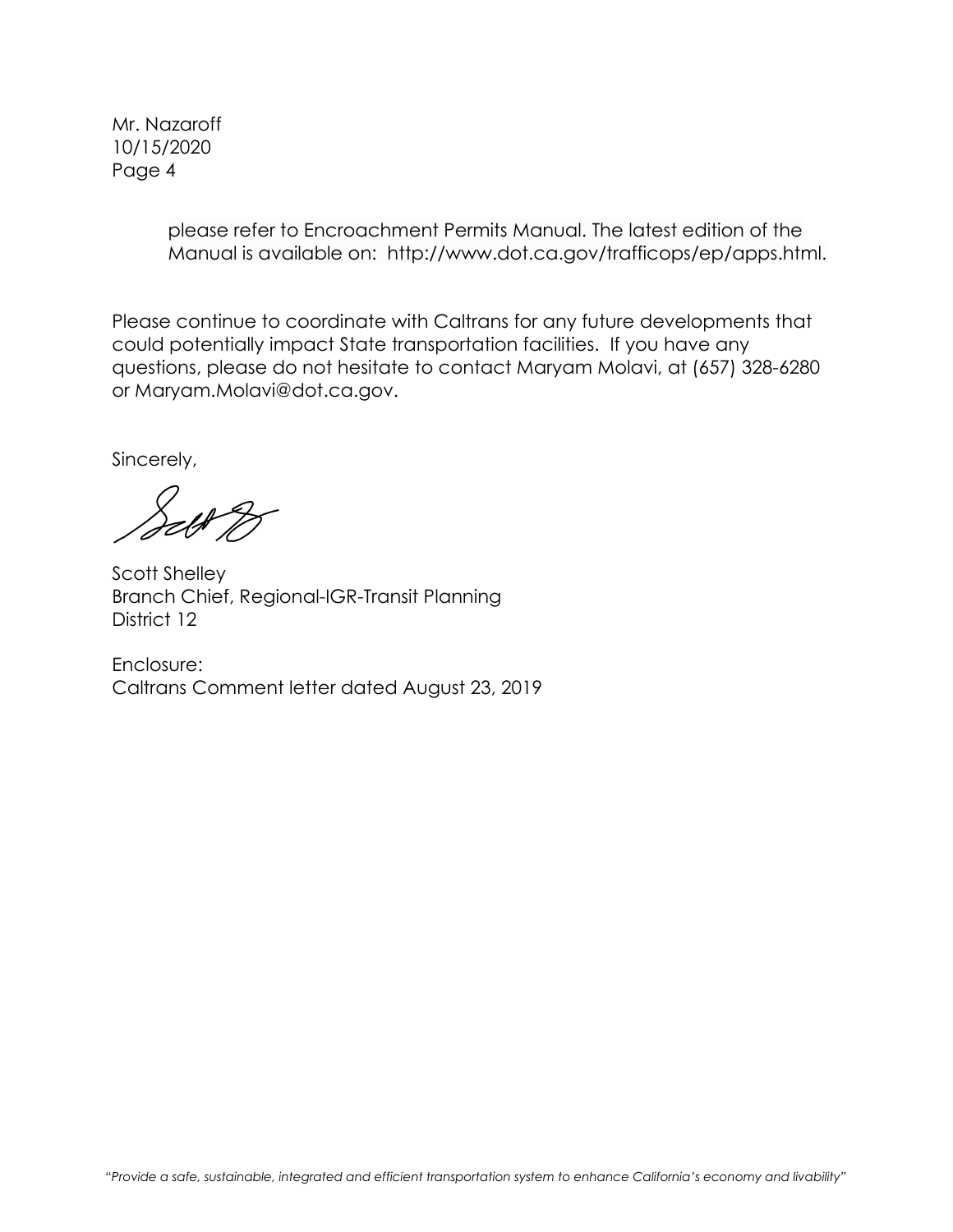please refer to Encroachment Permits Manual. The latest edition of the Manual is available on: http://www.dot.ca.gov/trafficops/ep/apps.html.

Please continue to coordinate with Caltrans for any future developments that could potentially impact State transportation facilities. If you have any questions, please do not hesitate to contact Maryam Molavi, at (657) 328-6280 or Maryam.Molavi@dot.ca.gov.

Sincerely,

Scott Shelley
Branch Chief, Regional-IGR-Transit Planning
District 12

Enclosure:
Caltrans Comment letter dated August 23, 2019